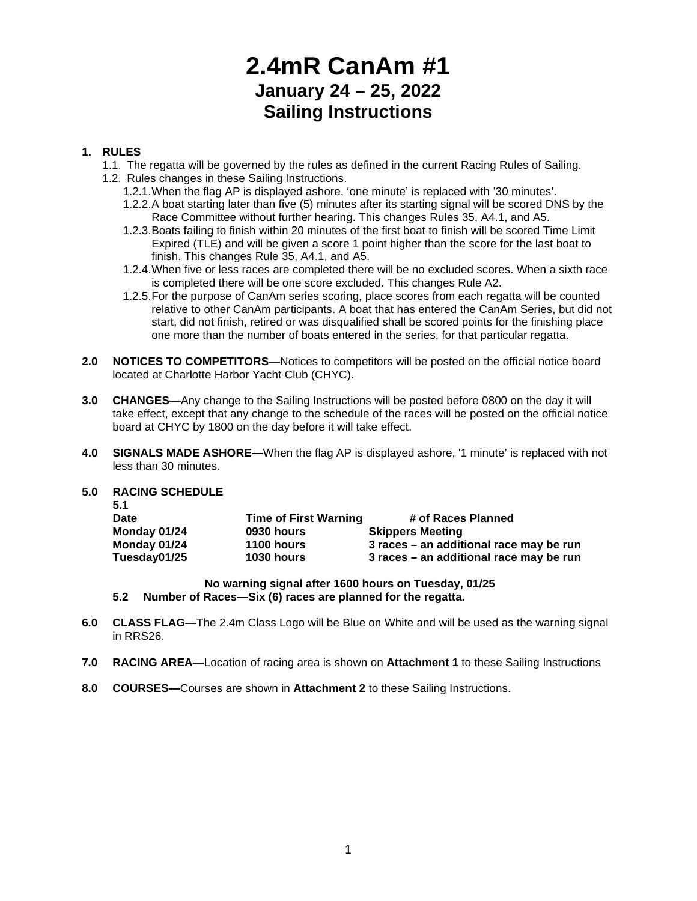# 2.4mR CanAm #1
## January 24 – 25, 2022
## Sailing Instructions

**1. RULES**

1.1. The regatta will be governed by the rules as defined in the current Racing Rules of Sailing.

1.2. Rules changes in these Sailing Instructions.

1.2.1. When the flag AP is displayed ashore, 'one minute' is replaced with '30 minutes'.

1.2.2. A boat starting later than five (5) minutes after its starting signal will be scored DNS by the Race Committee without further hearing. This changes Rules 35, A4.1, and A5.

1.2.3. Boats failing to finish within 20 minutes of the first boat to finish will be scored Time Limit Expired (TLE) and will be given a score 1 point higher than the score for the last boat to finish. This changes Rule 35, A4.1, and A5.

1.2.4. When five or less races are completed there will be no excluded scores. When a sixth race is completed there will be one score excluded. This changes Rule A2.

1.2.5. For the purpose of CanAm series scoring, place scores from each regatta will be counted relative to other CanAm participants. A boat that has entered the CanAm Series, but did not start, did not finish, retired or was disqualified shall be scored points for the finishing place one more than the number of boats entered in the series, for that particular regatta.

**2.0 NOTICES TO COMPETITORS—**Notices to competitors will be posted on the official notice board located at Charlotte Harbor Yacht Club (CHYC).

**3.0 CHANGES—**Any change to the Sailing Instructions will be posted before 0800 on the day it will take effect, except that any change to the schedule of the races will be posted on the official notice board at CHYC by 1800 on the day before it will take effect.

**4.0 SIGNALS MADE ASHORE—**When the flag AP is displayed ashore, '1 minute' is replaced with not less than 30 minutes.

**5.0 RACING SCHEDULE**

**5.1**

| Date | Time of First Warning | # of Races Planned |
|---|---|---|
| **Monday 01/24** | **0930 hours** | **Skippers Meeting** |
| **Monday 01/24** | **1100 hours** | **3 races – an additional race may be run** |
| **Tuesday01/25** | **1030 hours** | **3 races – an additional race may be run** |

**No warning signal after 1600 hours on Tuesday, 01/25**

**5.2 Number of Races—Six (6) races are planned for the regatta.**

**6.0 CLASS FLAG—**The 2.4m Class Logo will be Blue on White and will be used as the warning signal in RRS26.

**7.0 RACING AREA—**Location of racing area is shown on **Attachment 1** to these Sailing Instructions

**8.0 COURSES—**Courses are shown in **Attachment 2** to these Sailing Instructions.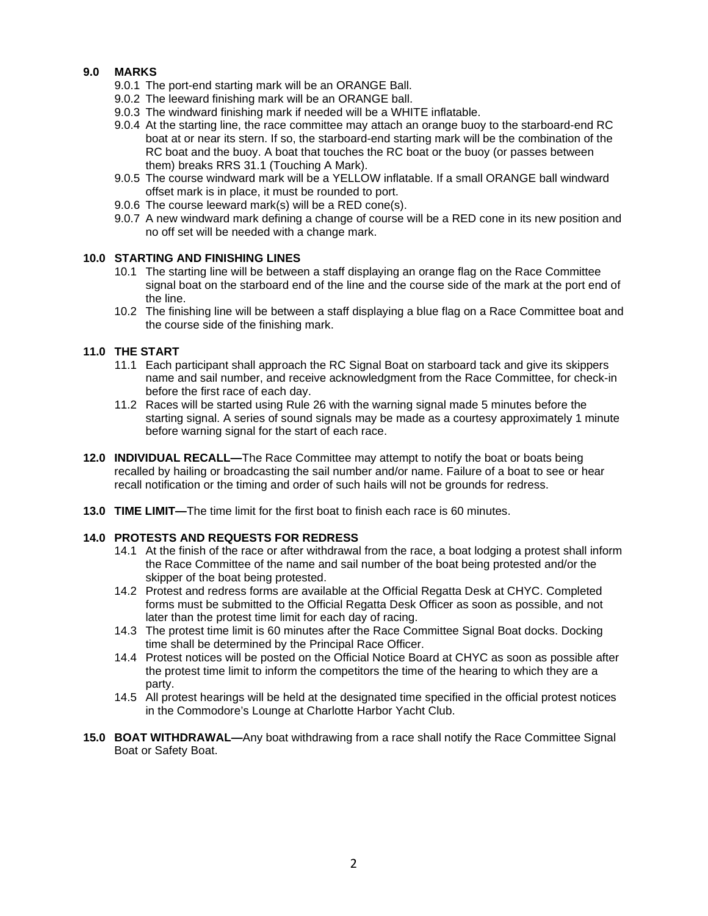## 9.0 MARKS

9.0.1 The port-end starting mark will be an ORANGE Ball.

9.0.2 The leeward finishing mark will be an ORANGE ball.

9.0.3 The windward finishing mark if needed will be a WHITE inflatable.

9.0.4 At the starting line, the race committee may attach an orange buoy to the starboard-end RC boat at or near its stern. If so, the starboard-end starting mark will be the combination of the RC boat and the buoy. A boat that touches the RC boat or the buoy (or passes between them) breaks RRS 31.1 (Touching A Mark).

9.0.5 The course windward mark will be a YELLOW inflatable. If a small ORANGE ball windward offset mark is in place, it must be rounded to port.

9.0.6 The course leeward mark(s) will be a RED cone(s).

9.0.7 A new windward mark defining a change of course will be a RED cone in its new position and no off set will be needed with a change mark.

## 10.0 STARTING AND FINISHING LINES

10.1 The starting line will be between a staff displaying an orange flag on the Race Committee signal boat on the starboard end of the line and the course side of the mark at the port end of the line.

10.2 The finishing line will be between a staff displaying a blue flag on a Race Committee boat and the course side of the finishing mark.

## 11.0 THE START

11.1 Each participant shall approach the RC Signal Boat on starboard tack and give its skippers name and sail number, and receive acknowledgment from the Race Committee, for check-in before the first race of each day.

11.2 Races will be started using Rule 26 with the warning signal made 5 minutes before the starting signal. A series of sound signals may be made as a courtesy approximately 1 minute before warning signal for the start of each race.

**12.0 INDIVIDUAL RECALL—**The Race Committee may attempt to notify the boat or boats being recalled by hailing or broadcasting the sail number and/or name. Failure of a boat to see or hear recall notification or the timing and order of such hails will not be grounds for redress.

**13.0 TIME LIMIT—**The time limit for the first boat to finish each race is 60 minutes.

## 14.0 PROTESTS AND REQUESTS FOR REDRESS

14.1 At the finish of the race or after withdrawal from the race, a boat lodging a protest shall inform the Race Committee of the name and sail number of the boat being protested and/or the skipper of the boat being protested.

14.2 Protest and redress forms are available at the Official Regatta Desk at CHYC. Completed forms must be submitted to the Official Regatta Desk Officer as soon as possible, and not later than the protest time limit for each day of racing.

14.3 The protest time limit is 60 minutes after the Race Committee Signal Boat docks. Docking time shall be determined by the Principal Race Officer.

14.4 Protest notices will be posted on the Official Notice Board at CHYC as soon as possible after the protest time limit to inform the competitors the time of the hearing to which they are a party.

14.5 All protest hearings will be held at the designated time specified in the official protest notices in the Commodore's Lounge at Charlotte Harbor Yacht Club.

**15.0 BOAT WITHDRAWAL—**Any boat withdrawing from a race shall notify the Race Committee Signal Boat or Safety Boat.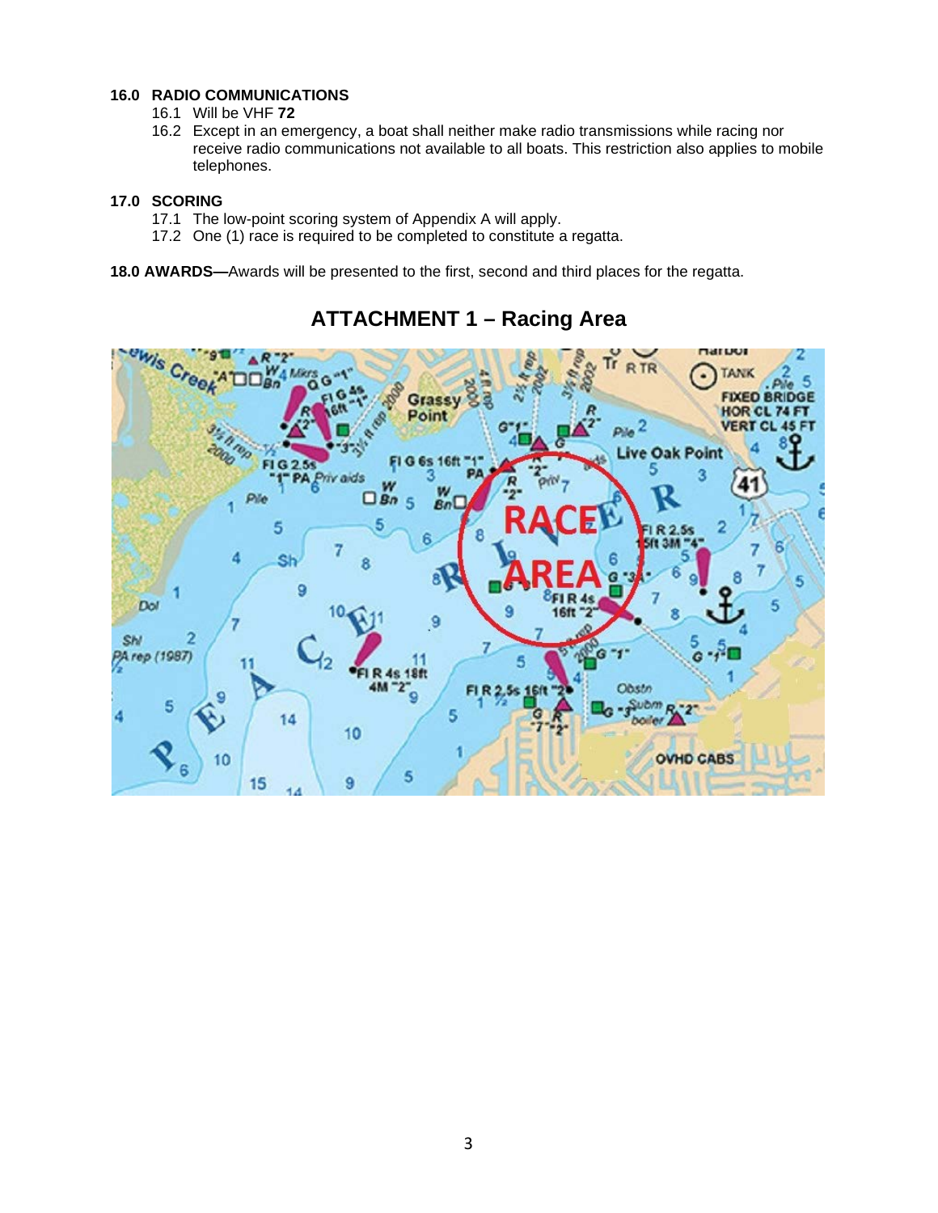**16.0 RADIO COMMUNICATIONS**

16.1 Will be VHF **72**

16.2 Except in an emergency, a boat shall neither make radio transmissions while racing nor receive radio communications not available to all boats. This restriction also applies to mobile telephones.

**17.0 SCORING**

17.1 The low-point scoring system of Appendix A will apply.

17.2 One (1) race is required to be completed to constitute a regatta.

**18.0 AWARDS—**Awards will be presented to the first, second and third places for the regatta.

## ATTACHMENT 1 – Racing Area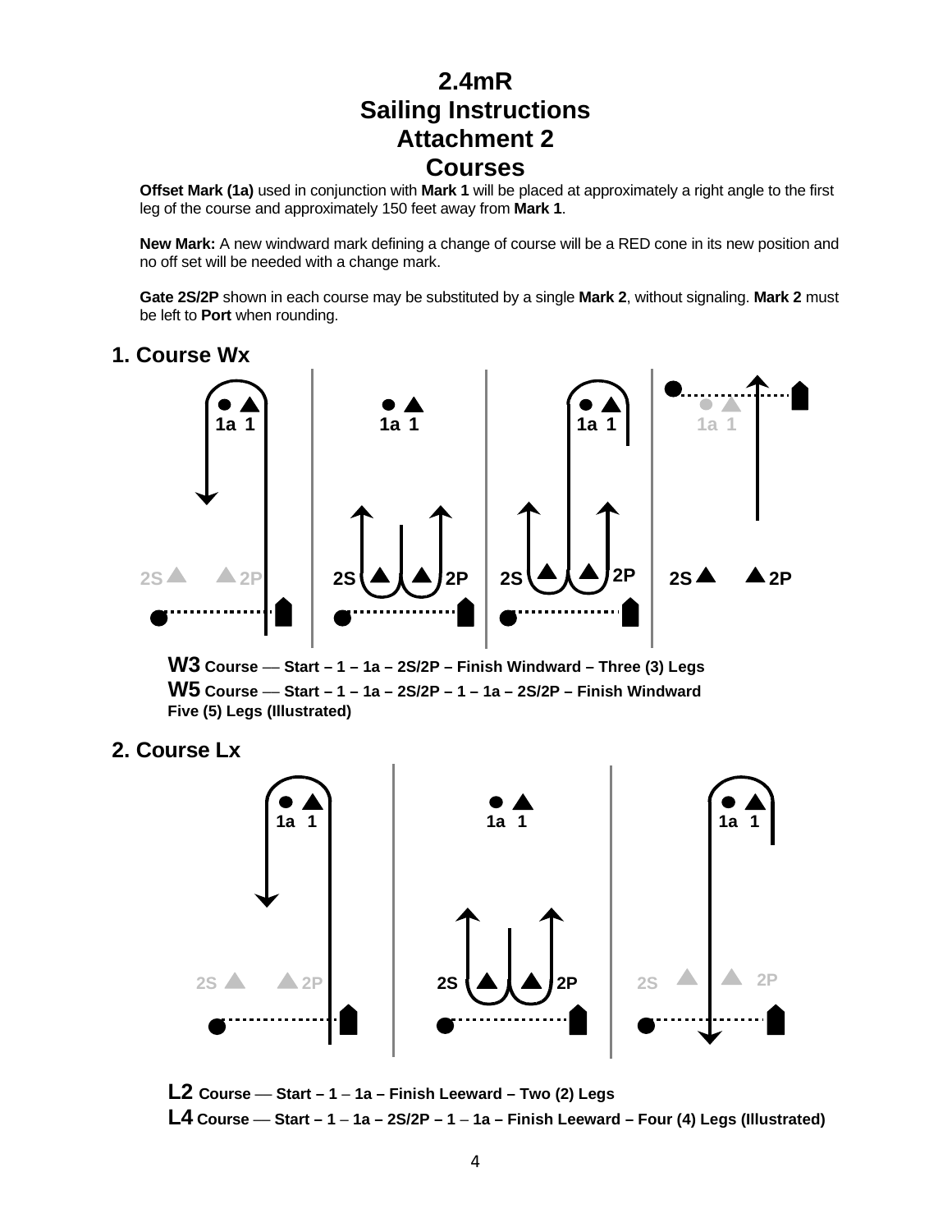# 2.4mR
# Sailing Instructions
# Attachment 2
# Courses

**Offset Mark (1a)** used in conjunction with **Mark 1** will be placed at approximately a right angle to the first leg of the course and approximately 150 feet away from **Mark 1**.

**New Mark:** A new windward mark defining a change of course will be a RED cone in its new position and no off set will be needed with a change mark.

**Gate 2S/2P** shown in each course may be substituted by a single **Mark 2**, without signaling. **Mark 2** must be left to **Port** when rounding.

## 1. Course Wx

1a 1
2S 2P

1a 1
2S 2P

1a 1
2S 2P

1a 1
2S 2P

**W3 Course — Start – 1 – 1a – 2S/2P – Finish Windward – Three (3) Legs**

**W5 Course — Start – 1 – 1a – 2S/2P – 1 – 1a – 2S/2P – Finish Windward Five (5) Legs (Illustrated)**

## 2. Course Lx

1a 1
2S 2P

1a 1
2S 2P

1a 1
2S 2P

**L2 Course — Start – 1 – 1a – Finish Leeward – Two (2) Legs**

**L4 Course — Start – 1 – 1a – 2S/2P – 1 – 1a – Finish Leeward – Four (4) Legs (Illustrated)**